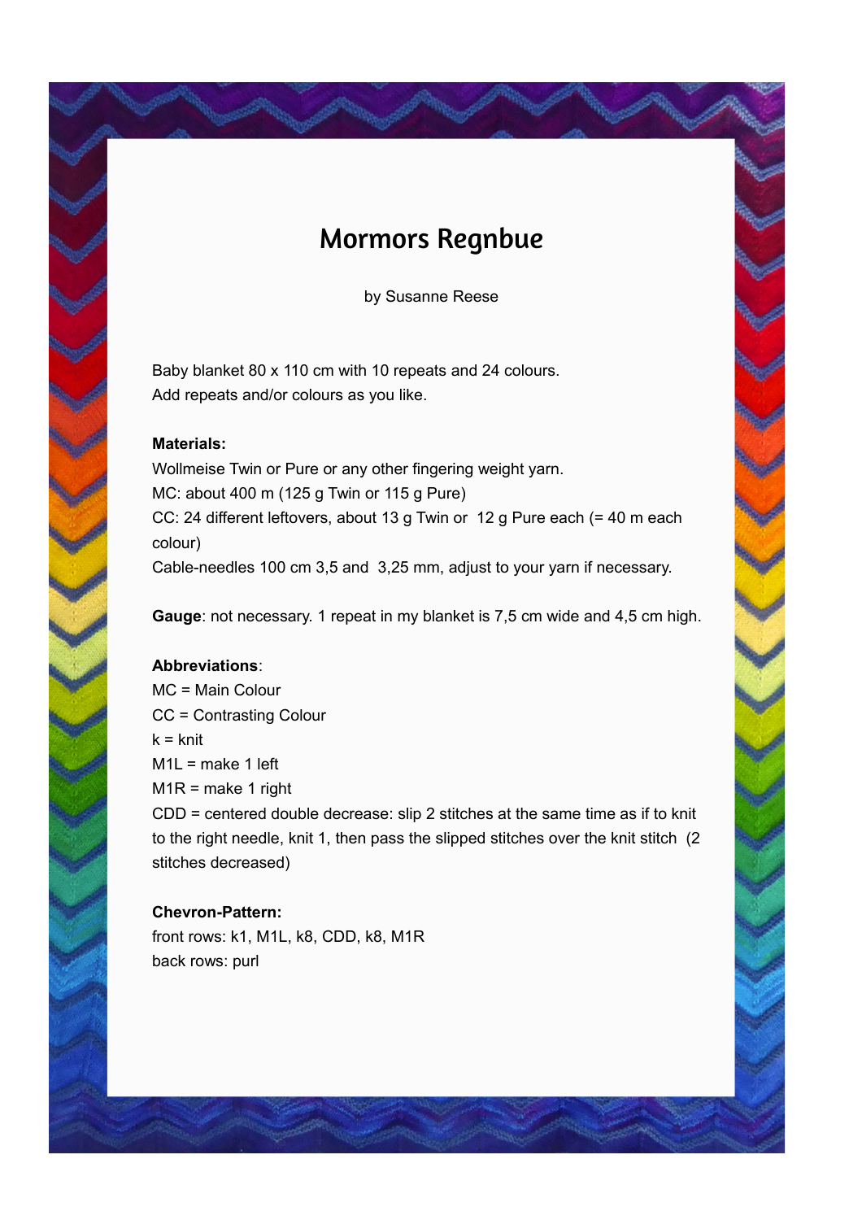# Mormors Regnbue

by Susanne Reese

Baby blanket 80 x 110 cm with 10 repeats and 24 colours.
Add repeats and/or colours as you like.

**Materials:**
Wollmeise Twin or Pure or any other fingering weight yarn.
MC: about 400 m (125 g Twin or 115 g Pure)
CC: 24 different leftovers, about 13 g Twin or 12 g Pure each (= 40 m each colour)
Cable-needles 100 cm 3,5 and 3,25 mm, adjust to your yarn if necessary.

**Gauge**: not necessary. 1 repeat in my blanket is 7,5 cm wide and 4,5 cm high.

**Abbreviations**:
MC = Main Colour
CC = Contrasting Colour
k = knit
M1L = make 1 left
M1R = make 1 right
CDD = centered double decrease: slip 2 stitches at the same time as if to knit to the right needle, knit 1, then pass the slipped stitches over the knit stitch (2 stitches decreased)

**Chevron-Pattern:**
front rows: k1, M1L, k8, CDD, k8, M1R
back rows: purl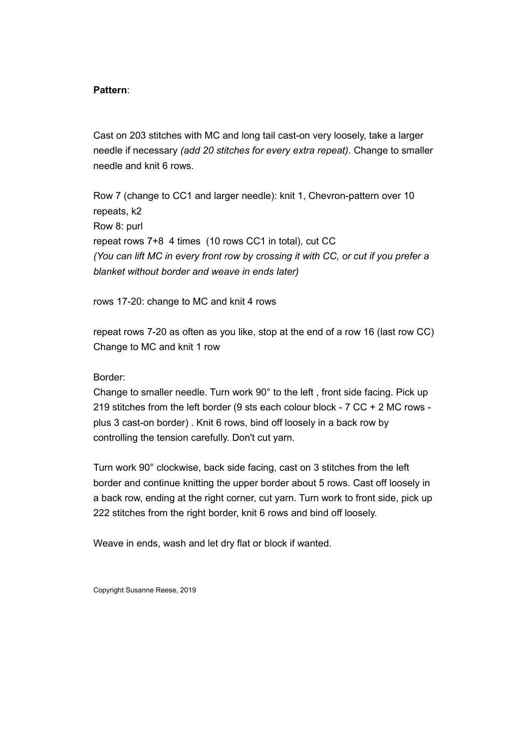**Pattern**:

Cast on 203 stitches with MC and long tail cast-on very loosely, take a larger needle if necessary *(add 20 stitches for every extra repeat)*. Change to smaller needle and knit 6 rows.

Row 7 (change to CC1 and larger needle): knit 1, Chevron-pattern over 10 repeats, k2

Row 8: purl

repeat rows 7+8 4 times (10 rows CC1 in total), cut CC

*(You can lift MC in every front row by crossing it with CC, or cut if you prefer a blanket without border and weave in ends later)*

rows 17-20: change to MC and knit 4 rows

repeat rows 7-20 as often as you like, stop at the end of a row 16 (last row CC)
Change to MC and knit 1 row

Border:

Change to smaller needle. Turn work 90° to the left , front side facing. Pick up 219 stitches from the left border (9 sts each colour block - 7 CC + 2 MC rows - plus 3 cast-on border) . Knit 6 rows, bind off loosely in a back row by controlling the tension carefully. Don't cut yarn.

Turn work 90° clockwise, back side facing, cast on 3 stitches from the left border and continue knitting the upper border about 5 rows. Cast off loosely in a back row, ending at the right corner, cut yarn. Turn work to front side, pick up 222 stitches from the right border, knit 6 rows and bind off loosely.

Weave in ends, wash and let dry flat or block if wanted.

Copyright Susanne Reese, 2019